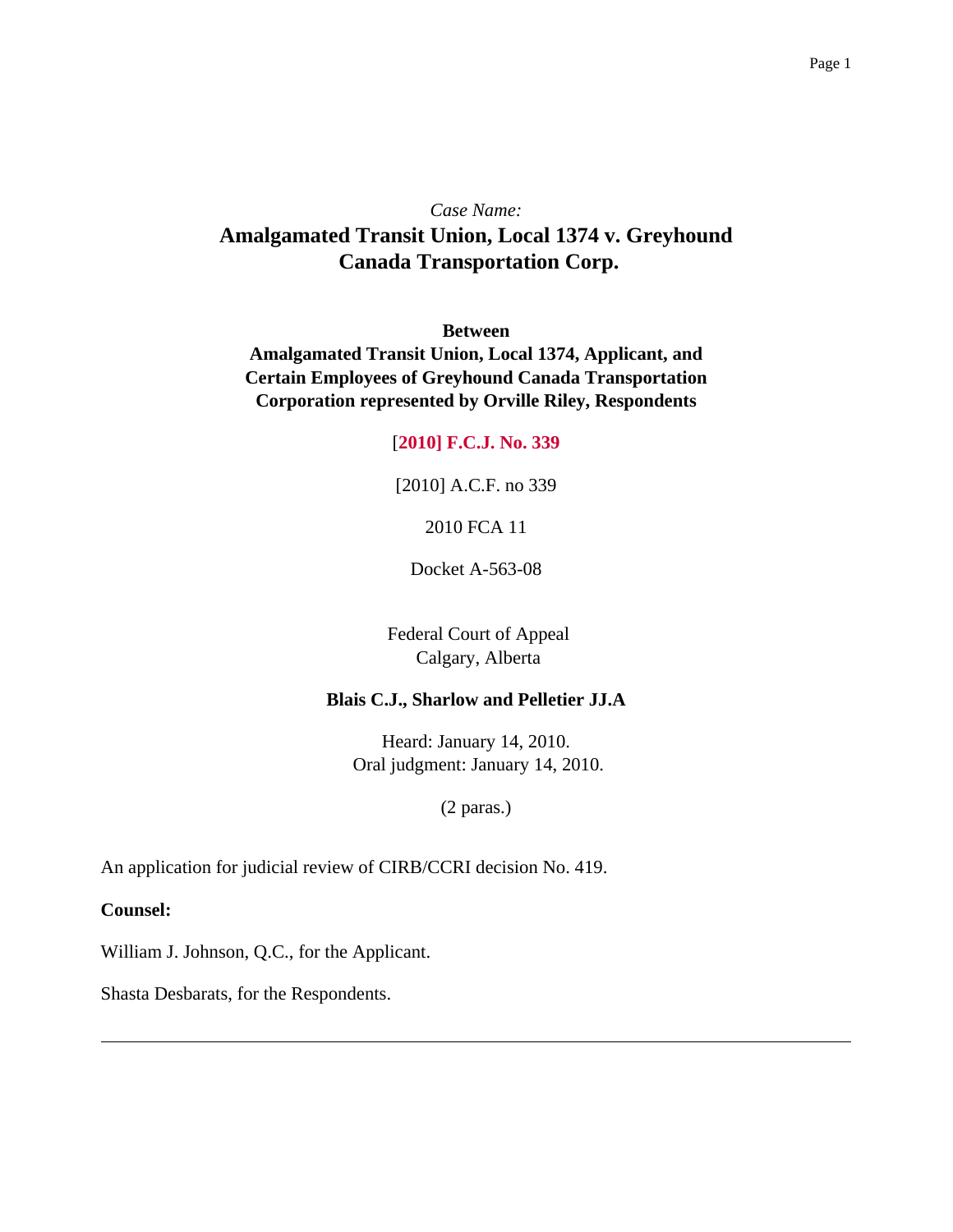*Case Name:*

# Amalgamated Transit Union, Local 1374 v. Greyhound Canada Transportation Corp.

**Between**
**Amalgamated Transit Union, Local 1374, Applicant, and Certain Employees of Greyhound Canada Transportation Corporation represented by Orville Riley, Respondents**

[2010] F.C.J. No. 339

[2010] A.C.F. no 339

2010 FCA 11

Docket A-563-08

Federal Court of Appeal
Calgary, Alberta

**Blais C.J., Sharlow and Pelletier JJ.A**

Heard: January 14, 2010.
Oral judgment: January 14, 2010.

(2 paras.)

An application for judicial review of CIRB/CCRI decision No. 419.

**Counsel:**

William J. Johnson, Q.C., for the Applicant.

Shasta Desbarats, for the Respondents.

---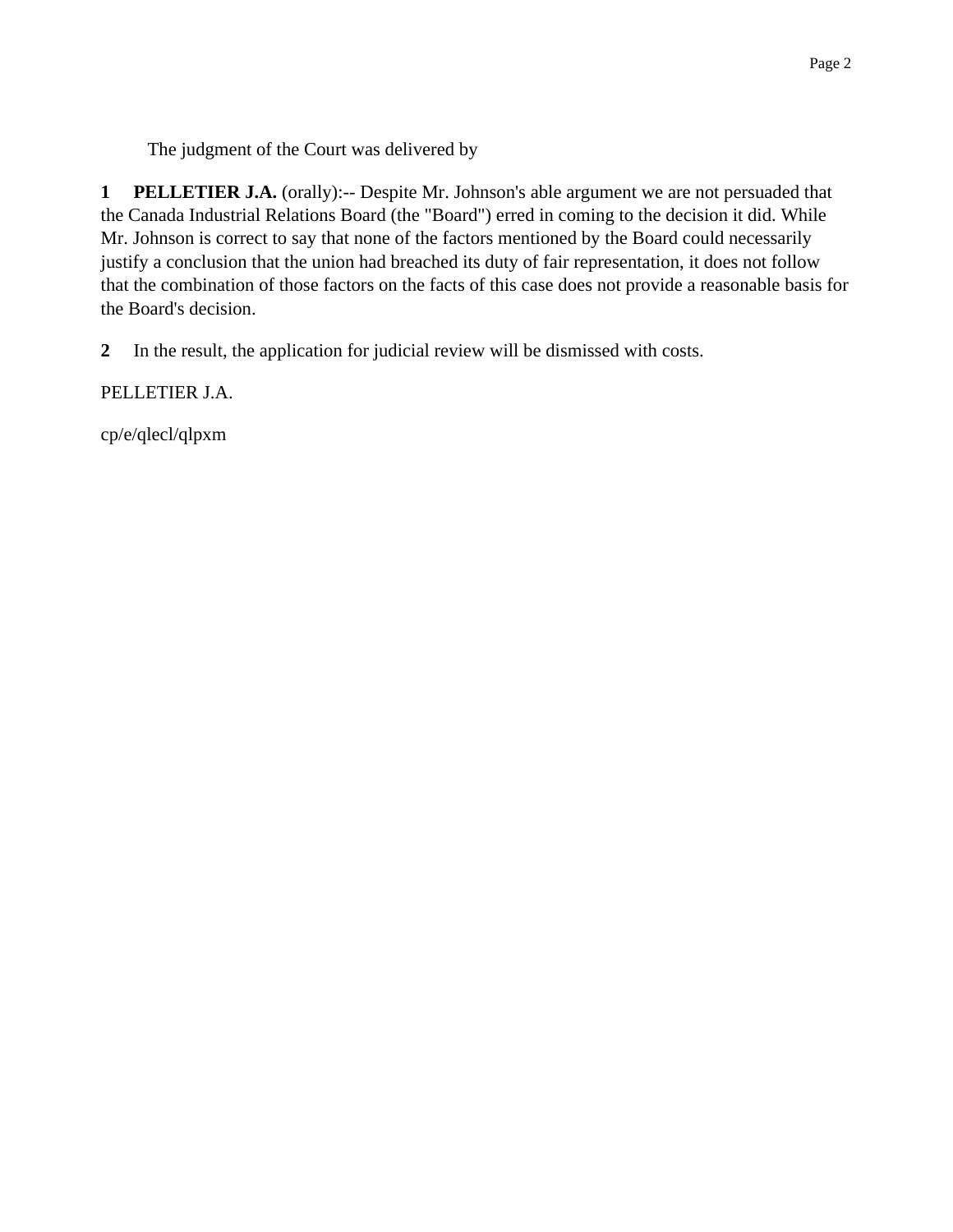The judgment of the Court was delivered by

**1 PELLETIER J.A.** (orally):-- Despite Mr. Johnson's able argument we are not persuaded that the Canada Industrial Relations Board (the "Board") erred in coming to the decision it did. While Mr. Johnson is correct to say that none of the factors mentioned by the Board could necessarily justify a conclusion that the union had breached its duty of fair representation, it does not follow that the combination of those factors on the facts of this case does not provide a reasonable basis for the Board's decision.

**2** In the result, the application for judicial review will be dismissed with costs.

PELLETIER J.A.

cp/e/qlecl/qlpxm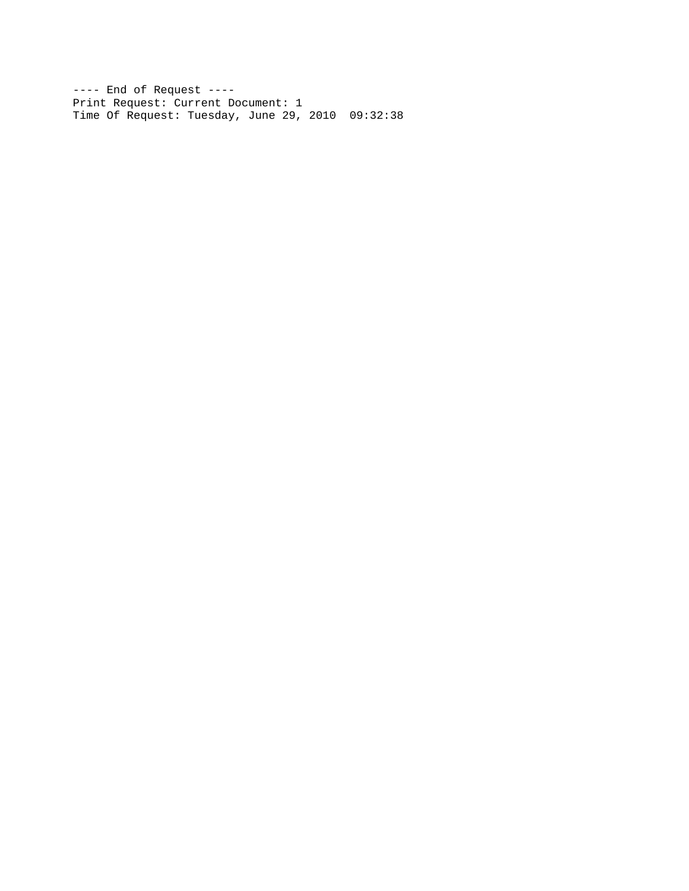---- End of Request ----
Print Request: Current Document: 1
Time Of Request: Tuesday, June 29, 2010  09:32:38